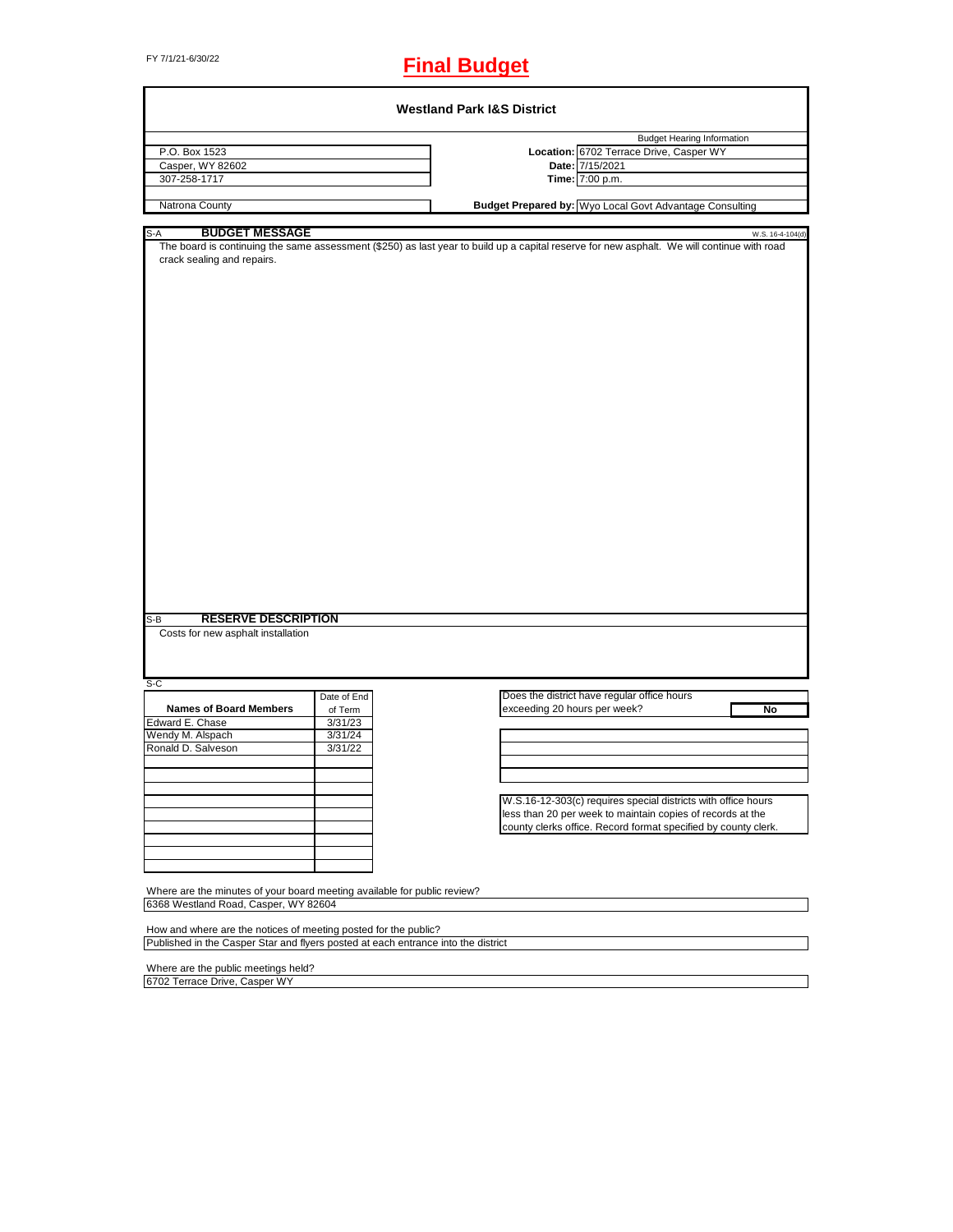FY 7/1/21-6/30/22

# Final Budget

## Westland Park I&S District

| | Budget Hearing Information | |
|---|---|---|
| P.O. Box 1523 | **Location:** | 6702 Terrace Drive, Casper WY |
| Casper, WY 82602 | **Date:** | 7/15/2021 |
| 307-258-1717 | **Time:** | 7:00 p.m. |
| Natrona County | **Budget Prepared by:** | Wyo Local Govt Advantage Consulting |

### S-A BUDGET MESSAGE

W.S. 16-4-104(d)

The board is continuing the same assessment ($250) as last year to build up a capital reserve for new asphalt. We will continue with road crack sealing and repairs.

### S-B RESERVE DESCRIPTION

Costs for new asphalt installation

### S-C

| Names of Board Members | Date of End of Term |
|---|---|
| Edward E. Chase | 3/31/23 |
| Wendy M. Alspach | 3/31/24 |
| Ronald D. Salveson | 3/31/22 |

Does the district have regular office hours exceeding 20 hours per week? **No**

W.S.16-12-303(c) requires special districts with office hours less than 20 per week to maintain copies of records at the county clerks office. Record format specified by county clerk.

Where are the minutes of your board meeting available for public review?
6368 Westland Road, Casper, WY 82604

How and where are the notices of meeting posted for the public?
Published in the Casper Star and flyers posted at each entrance into the district

Where are the public meetings held?
6702 Terrace Drive, Casper WY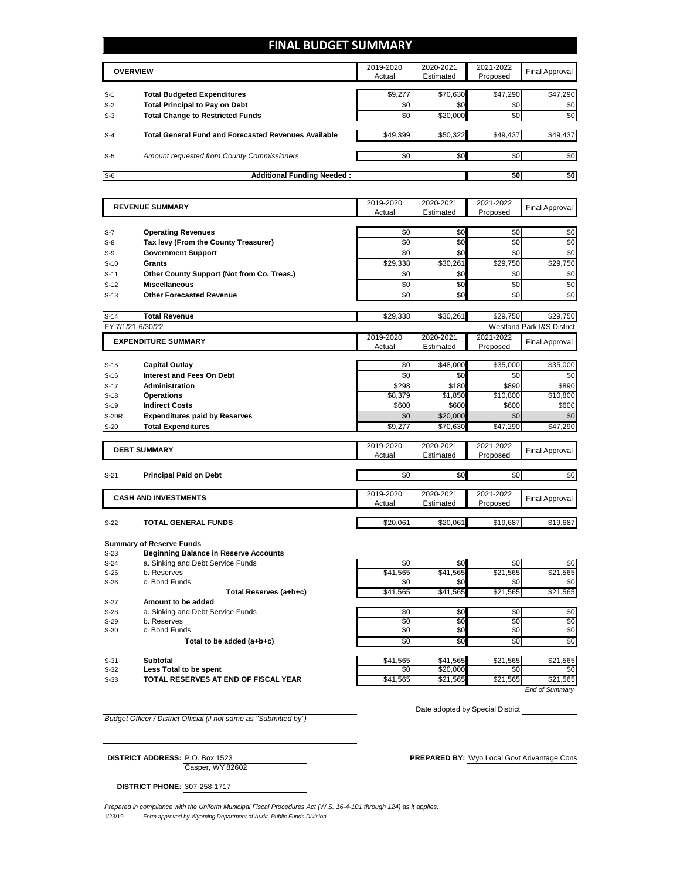# FINAL BUDGET SUMMARY

| | OVERVIEW | 2019-2020 Actual | 2020-2021 Estimated | 2021-2022 Proposed | Final Approval |
|---|---|---|---|---|---|
| S-1 | **Total Budgeted Expenditures** | $9,277 | $70,630 | $47,290 | $47,290 |
| S-2 | **Total Principal to Pay on Debt** | $0 | $0 | $0 | $0 |
| S-3 | **Total Change to Restricted Funds** | $0 | -$20,000 | $0 | $0 |
| S-4 | **Total General Fund and Forecasted Revenues Available** | $49,399 | $50,322 | $49,437 | $49,437 |
| S-5 | *Amount requested from County Commissioners* | $0 | $0 | $0 | $0 |
| S-6 | **Additional Funding Needed :** | | | **$0** | **$0** |

| | REVENUE SUMMARY | 2019-2020 Actual | 2020-2021 Estimated | 2021-2022 Proposed | Final Approval |
|---|---|---|---|---|---|
| S-7 | **Operating Revenues** | $0 | $0 | $0 | $0 |
| S-8 | **Tax levy (From the County Treasurer)** | $0 | $0 | $0 | $0 |
| S-9 | **Government Support** | $0 | $0 | $0 | $0 |
| S-10 | **Grants** | $29,338 | $30,261 | $29,750 | $29,750 |
| S-11 | **Other County Support (Not from Co. Treas.)** | $0 | $0 | $0 | $0 |
| S-12 | **Miscellaneous** | $0 | $0 | $0 | $0 |
| S-13 | **Other Forecasted Revenue** | $0 | $0 | $0 | $0 |
| S-14 | **Total Revenue** | $29,338 | $30,261 | $29,750 | $29,750 |

FY 7/1/21-6/30/22 — Westland Park I&S District

| | EXPENDITURE SUMMARY | 2019-2020 Actual | 2020-2021 Estimated | 2021-2022 Proposed | Final Approval |
|---|---|---|---|---|---|
| S-15 | **Capital Outlay** | $0 | $48,000 | $35,000 | $35,000 |
| S-16 | **Interest and Fees On Debt** | $0 | $0 | $0 | $0 |
| S-17 | **Administration** | $298 | $180 | $890 | $890 |
| S-18 | **Operations** | $8,379 | $1,850 | $10,800 | $10,800 |
| S-19 | **Indirect Costs** | $600 | $600 | $600 | $600 |
| S-20R | **Expenditures paid by Reserves** | $0 | $20,000 | $0 | $0 |
| S-20 | **Total Expenditures** | $9,277 | $70,630 | $47,290 | $47,290 |

| | DEBT SUMMARY | 2019-2020 Actual | 2020-2021 Estimated | 2021-2022 Proposed | Final Approval |
|---|---|---|---|---|---|
| S-21 | **Principal Paid on Debt** | $0 | $0 | $0 | $0 |

| | CASH AND INVESTMENTS | 2019-2020 Actual | 2020-2021 Estimated | 2021-2022 Proposed | Final Approval |
|---|---|---|---|---|---|
| S-22 | **TOTAL GENERAL FUNDS** | $20,061 | $20,061 | $19,687 | $19,687 |

**Summary of Reserve Funds**

| | | 2019-2020 Actual | 2020-2021 Estimated | 2021-2022 Proposed | Final Approval |
|---|---|---|---|---|---|
| S-23 | **Beginning Balance in Reserve Accounts** | | | | |
| S-24 | a. Sinking and Debt Service Funds | $0 | $0 | $0 | $0 |
| S-25 | b. Reserves | $41,565 | $41,565 | $21,565 | $21,565 |
| S-26 | c. Bond Funds | $0 | $0 | $0 | $0 |
| | **Total Reserves (a+b+c)** | $41,565 | $41,565 | $21,565 | $21,565 |
| S-27 | **Amount to be added** | | | | |
| S-28 | a. Sinking and Debt Service Funds | $0 | $0 | $0 | $0 |
| S-29 | b. Reserves | $0 | $0 | $0 | $0 |
| S-30 | c. Bond Funds | $0 | $0 | $0 | $0 |
| | **Total to be added (a+b+c)** | $0 | $0 | $0 | $0 |
| S-31 | **Subtotal** | $41,565 | $41,565 | $21,565 | $21,565 |
| S-32 | **Less Total to be spent** | $0 | $20,000 | $0 | $0 |
| S-33 | **TOTAL RESERVES AT END OF FISCAL YEAR** | $41,565 | $21,565 | $21,565 | $21,565 |

*End of Summary*

*Budget Officer / District Official (if not same as "Submitted by")*

Date adopted by Special District

**DISTRICT ADDRESS:** P.O. Box 1523
Casper, WY 82602

**PREPARED BY:** Wyo Local Govt Advantage Cons

**DISTRICT PHONE:** 307-258-1717

*Prepared in compliance with the Uniform Municipal Fiscal Procedures Act (W.S. 16-4-101 through 124) as it applies.*

1/23/19 *Form approved by Wyoming Department of Audit, Public Funds Division*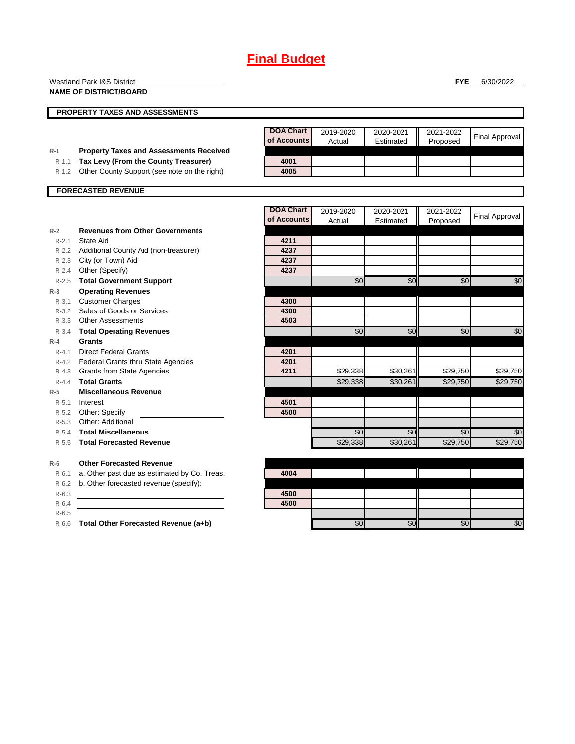# Final Budget

Westland Park I&S District
**NAME OF DISTRICT/BOARD**

**FYE** 6/30/2022

## PROPERTY TAXES AND ASSESSMENTS

| | | DOA Chart of Accounts | 2019-2020 Actual | 2020-2021 Estimated | 2021-2022 Proposed | Final Approval |
|---|---|---|---|---|---|---|
| R-1 | **Property Taxes and Assessments Received** | | | | | |
| R-1.1 | **Tax Levy (From the County Treasurer)** | 4001 | | | | |
| R-1.2 | Other County Support (see note on the right) | 4005 | | | | |

## FORECASTED REVENUE

| | | DOA Chart of Accounts | 2019-2020 Actual | 2020-2021 Estimated | 2021-2022 Proposed | Final Approval |
|---|---|---|---|---|---|---|
| R-2 | **Revenues from Other Governments** | | | | | |
| R-2.1 | State Aid | 4211 | | | | |
| R-2.2 | Additional County Aid (non-treasurer) | 4237 | | | | |
| R-2.3 | City (or Town) Aid | 4237 | | | | |
| R-2.4 | Other (Specify) | 4237 | | | | |
| R-2.5 | **Total Government Support** | | $0 | $0 | $0 | $0 |
| R-3 | **Operating Revenues** | | | | | |
| R-3.1 | Customer Charges | 4300 | | | | |
| R-3.2 | Sales of Goods or Services | 4300 | | | | |
| R-3.3 | Other Assessments | 4503 | | | | |
| R-3.4 | **Total Operating Revenues** | | $0 | $0 | $0 | $0 |
| R-4 | **Grants** | | | | | |
| R-4.1 | Direct Federal Grants | 4201 | | | | |
| R-4.2 | Federal Grants thru State Agencies | 4201 | | | | |
| R-4.3 | Grants from State Agencies | 4211 | $29,338 | $30,261 | $29,750 | $29,750 |
| R-4.4 | **Total Grants** | | $29,338 | $30,261 | $29,750 | $29,750 |
| R-5 | **Miscellaneous Revenue** | | | | | |
| R-5.1 | Interest | 4501 | | | | |
| R-5.2 | Other: Specify | 4500 | | | | |
| R-5.3 | Other: Additional | | | | | |
| R-5.4 | **Total Miscellaneous** | | $0 | $0 | $0 | $0 |
| R-5.5 | **Total Forecasted Revenue** | | $29,338 | $30,261 | $29,750 | $29,750 |
| | | | | | | |
| R-6 | **Other Forecasted Revenue** | | | | | |
| R-6.1 | a. Other past due as estimated by Co. Treas. | 4004 | | | | |
| R-6.2 | b. Other forecasted revenue (specify): | | | | | |
| R-6.3 | | 4500 | | | | |
| R-6.4 | | 4500 | | | | |
| R-6.5 | | | | | | |
| R-6.6 | **Total Other Forecasted Revenue (a+b)** | | $0 | $0 | $0 | $0 |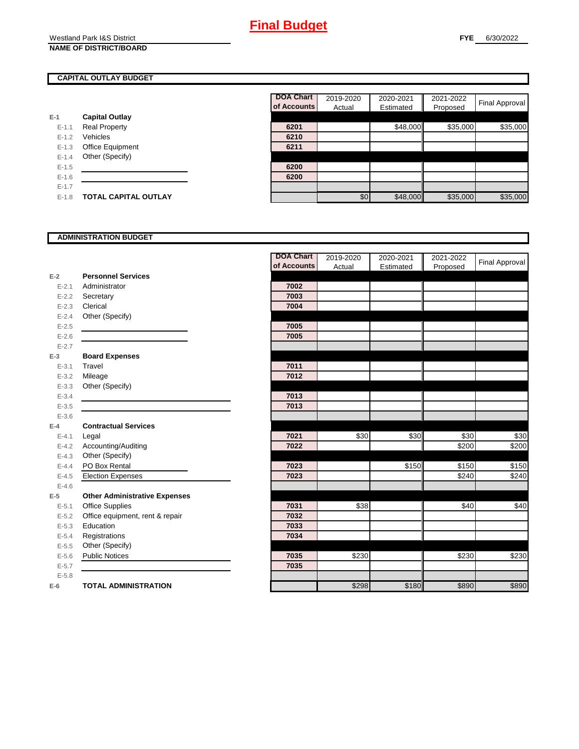# Final Budget

Westland Park I&S District
**NAME OF DISTRICT/BOARD**

**FYE** 6/30/2022

## CAPITAL OUTLAY BUDGET

| | | DOA Chart of Accounts | 2019-2020 Actual | 2020-2021 Estimated | 2021-2022 Proposed | Final Approval |
|---|---|---|---|---|---|---|
| E-1 | **Capital Outlay** | | | | | |
| E-1.1 | Real Property | 6201 | | $48,000 | $35,000 | $35,000 |
| E-1.2 | Vehicles | 6210 | | | | |
| E-1.3 | Office Equipment | 6211 | | | | |
| E-1.4 | Other (Specify) | | | | | |
| E-1.5 | | 6200 | | | | |
| E-1.6 | | 6200 | | | | |
| E-1.7 | | | | | | |
| E-1.8 | **TOTAL CAPITAL OUTLAY** | | $0 | $48,000 | $35,000 | $35,000 |

## ADMINISTRATION BUDGET

| | | DOA Chart of Accounts | 2019-2020 Actual | 2020-2021 Estimated | 2021-2022 Proposed | Final Approval |
|---|---|---|---|---|---|---|
| E-2 | **Personnel Services** | | | | | |
| E-2.1 | Administrator | 7002 | | | | |
| E-2.2 | Secretary | 7003 | | | | |
| E-2.3 | Clerical | 7004 | | | | |
| E-2.4 | Other (Specify) | | | | | |
| E-2.5 | | 7005 | | | | |
| E-2.6 | | 7005 | | | | |
| E-2.7 | | | | | | |
| E-3 | **Board Expenses** | | | | | |
| E-3.1 | Travel | 7011 | | | | |
| E-3.2 | Mileage | 7012 | | | | |
| E-3.3 | Other (Specify) | | | | | |
| E-3.4 | | 7013 | | | | |
| E-3.5 | | 7013 | | | | |
| E-3.6 | | | | | | |
| E-4 | **Contractual Services** | | | | | |
| E-4.1 | Legal | 7021 | $30 | $30 | $30 | $30 |
| E-4.2 | Accounting/Auditing | 7022 | | | $200 | $200 |
| E-4.3 | Other (Specify) | | | | | |
| E-4.4 | PO Box Rental | 7023 | | $150 | $150 | $150 |
| E-4.5 | Election Expenses | 7023 | | | $240 | $240 |
| E-4.6 | | | | | | |
| E-5 | **Other Administrative Expenses** | | | | | |
| E-5.1 | Office Supplies | 7031 | $38 | | $40 | $40 |
| E-5.2 | Office equipment, rent & repair | 7032 | | | | |
| E-5.3 | Education | 7033 | | | | |
| E-5.4 | Registrations | 7034 | | | | |
| E-5.5 | Other (Specify) | | | | | |
| E-5.6 | Public Notices | 7035 | $230 | | $230 | $230 |
| E-5.7 | | 7035 | | | | |
| E-5.8 | | | | | | |
| E-6 | **TOTAL ADMINISTRATION** | | $298 | $180 | $890 | $890 |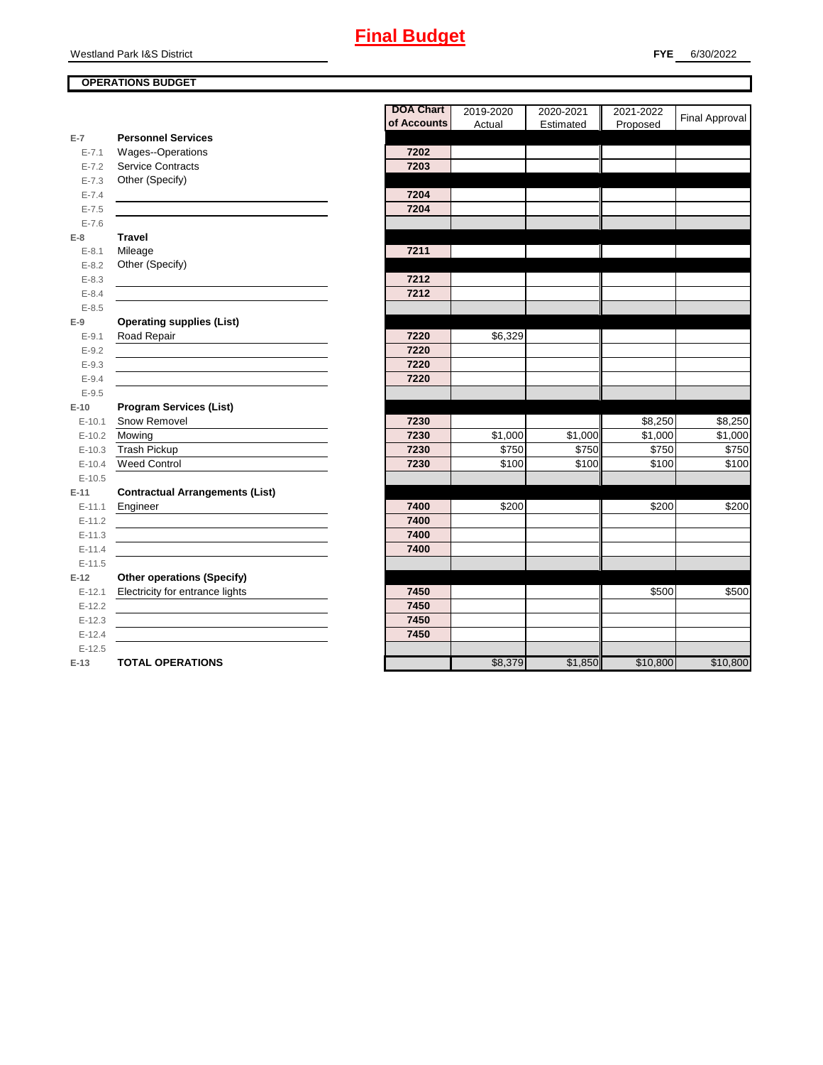# Final Budget

Westland Park I&S District

**FYE** 6/30/2022

**OPERATIONS BUDGET**

| | | DOA Chart of Accounts | 2019-2020 Actual | 2020-2021 Estimated | 2021-2022 Proposed | Final Approval |
|---|---|---|---|---|---|---|
| **E-7** | **Personnel Services** | | | | | |
| E-7.1 | Wages--Operations | 7202 | | | | |
| E-7.2 | Service Contracts | 7203 | | | | |
| E-7.3 | Other (Specify) | | | | | |
| E-7.4 | | 7204 | | | | |
| E-7.5 | | 7204 | | | | |
| E-7.6 | | | | | | |
| **E-8** | **Travel** | | | | | |
| E-8.1 | Mileage | 7211 | | | | |
| E-8.2 | Other (Specify) | | | | | |
| E-8.3 | | 7212 | | | | |
| E-8.4 | | 7212 | | | | |
| E-8.5 | | | | | | |
| **E-9** | **Operating supplies (List)** | | | | | |
| E-9.1 | Road Repair | 7220 | $6,329 | | | |
| E-9.2 | | 7220 | | | | |
| E-9.3 | | 7220 | | | | |
| E-9.4 | | 7220 | | | | |
| E-9.5 | | | | | | |
| **E-10** | **Program Services (List)** | | | | | |
| E-10.1 | Snow Removel | 7230 | | | $8,250 | $8,250 |
| E-10.2 | Mowing | 7230 | $1,000 | $1,000 | $1,000 | $1,000 |
| E-10.3 | Trash Pickup | 7230 | $750 | $750 | $750 | $750 |
| E-10.4 | Weed Control | 7230 | $100 | $100 | $100 | $100 |
| E-10.5 | | | | | | |
| **E-11** | **Contractual Arrangements (List)** | | | | | |
| E-11.1 | Engineer | 7400 | $200 | | $200 | $200 |
| E-11.2 | | 7400 | | | | |
| E-11.3 | | 7400 | | | | |
| E-11.4 | | 7400 | | | | |
| E-11.5 | | | | | | |
| **E-12** | **Other operations (Specify)** | | | | | |
| E-12.1 | Electricity for entrance lights | 7450 | | | $500 | $500 |
| E-12.2 | | 7450 | | | | |
| E-12.3 | | 7450 | | | | |
| E-12.4 | | 7450 | | | | |
| E-12.5 | | | | | | |
| **E-13** | **TOTAL OPERATIONS** | | $8,379 | $1,850 | $10,800 | $10,800 |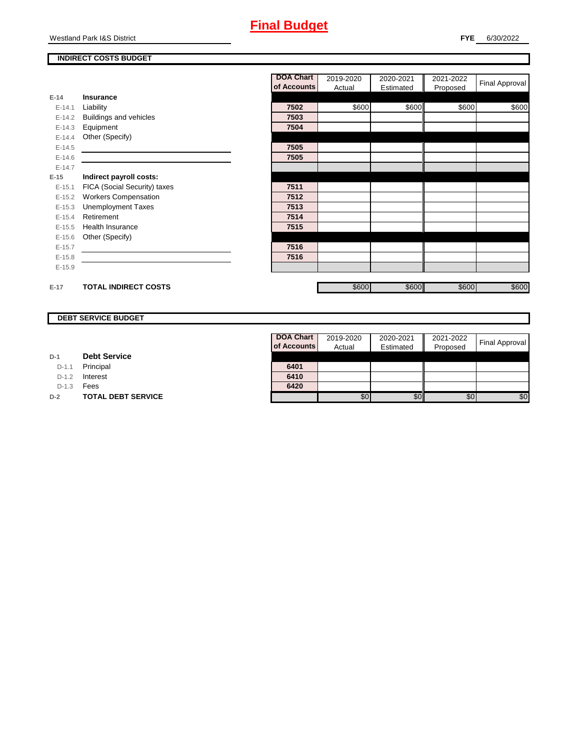# Final Budget

Westland Park I&S District

**FYE** 6/30/2022

## INDIRECT COSTS BUDGET

| | | DOA Chart of Accounts | 2019-2020 Actual | 2020-2021 Estimated | 2021-2022 Proposed | Final Approval |
|---|---|---|---|---|---|---|
| **E-14** | **Insurance** | | | | | |
| E-14.1 | Liability | 7502 | $600 | $600 | $600 | $600 |
| E-14.2 | Buildings and vehicles | 7503 | | | | |
| E-14.3 | Equipment | 7504 | | | | |
| E-14.4 | Other (Specify) | | | | | |
| E-14.5 | | 7505 | | | | |
| E-14.6 | | 7505 | | | | |
| E-14.7 | | | | | | |
| **E-15** | **Indirect payroll costs:** | | | | | |
| E-15.1 | FICA (Social Security) taxes | 7511 | | | | |
| E-15.2 | Workers Compensation | 7512 | | | | |
| E-15.3 | Unemployment Taxes | 7513 | | | | |
| E-15.4 | Retirement | 7514 | | | | |
| E-15.5 | Health Insurance | 7515 | | | | |
| E-15.6 | Other (Specify) | | | | | |
| E-15.7 | | 7516 | | | | |
| E-15.8 | | 7516 | | | | |
| E-15.9 | | | | | | |
| **E-17** | **TOTAL INDIRECT COSTS** | | $600 | $600 | $600 | $600 |

## DEBT SERVICE BUDGET

| | | DOA Chart of Accounts | 2019-2020 Actual | 2020-2021 Estimated | 2021-2022 Proposed | Final Approval |
|---|---|---|---|---|---|---|
| **D-1** | **Debt Service** | | | | | |
| D-1.1 | Principal | 6401 | | | | |
| D-1.2 | Interest | 6410 | | | | |
| D-1.3 | Fees | 6420 | | | | |
| **D-2** | **TOTAL DEBT SERVICE** | | $0 | $0 | $0 | $0 |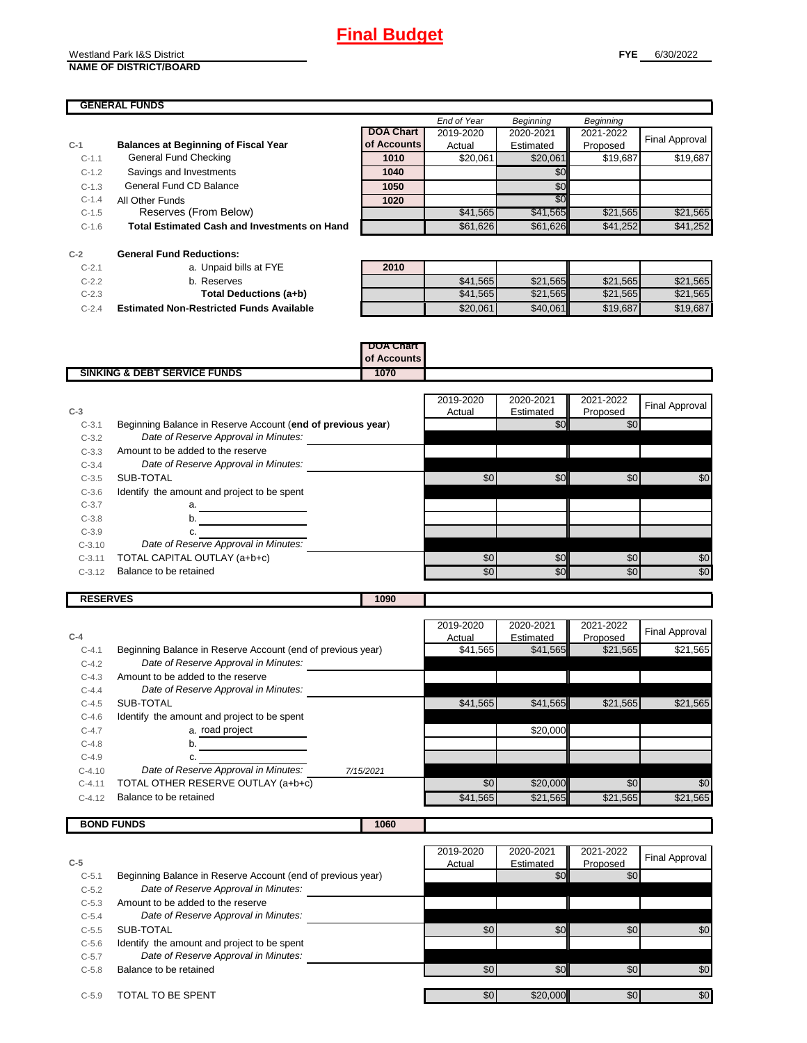# Final Budget

Westland Park I&S District
**NAME OF DISTRICT/BOARD**

**FYE** 6/30/2022

## GENERAL FUNDS

| | | DOA Chart of Accounts | *End of Year* 2019-2020 Actual | *Beginning* 2020-2021 Estimated | *Beginning* 2021-2022 Proposed | Final Approval |
|---|---|---|---|---|---|---|
| C-1 | **Balances at Beginning of Fiscal Year** | | | | | |
| C-1.1 | General Fund Checking | 1010 | $20,061 | $20,061 | $19,687 | $19,687 |
| C-1.2 | Savings and Investments | 1040 | | $0 | | |
| C-1.3 | General Fund CD Balance | 1050 | | $0 | | |
| C-1.4 | All Other Funds | 1020 | | $0 | | |
| C-1.5 | Reserves (From Below) | | $41,565 | $41,565 | $21,565 | $21,565 |
| C-1.6 | **Total Estimated Cash and Investments on Hand** | | $61,626 | $61,626 | $41,252 | $41,252 |
| C-2 | **General Fund Reductions:** | | | | | |
| C-2.1 | a. Unpaid bills at FYE | 2010 | | | | |
| C-2.2 | b. Reserves | | $41,565 | $21,565 | $21,565 | $21,565 |
| C-2.3 | **Total Deductions (a+b)** | | $41,565 | $21,565 | $21,565 | $21,565 |
| C-2.4 | **Estimated Non-Restricted Funds Available** | | $20,061 | $40,061 | $19,687 | $19,687 |

## SINKING & DEBT SERVICE FUNDS

DOA Chart of Accounts: 1070

| | | | 2019-2020 Actual | 2020-2021 Estimated | 2021-2022 Proposed | Final Approval |
|---|---|---|---|---|---|---|
| C-3 | | | | | | |
| C-3.1 | Beginning Balance in Reserve Account (**end of previous year**) | | | $0 | $0 | |
| C-3.2 | *Date of Reserve Approval in Minutes:* | | | | | |
| C-3.3 | Amount to be added to the reserve | | | | | |
| C-3.4 | *Date of Reserve Approval in Minutes:* | | | | | |
| C-3.5 | SUB-TOTAL | | $0 | $0 | $0 | $0 |
| C-3.6 | Identify the amount and project to be spent | | | | | |
| C-3.7 | a. | | | | | |
| C-3.8 | b. | | | | | |
| C-3.9 | c. | | | | | |
| C-3.10 | *Date of Reserve Approval in Minutes:* | | | | | |
| C-3.11 | TOTAL CAPITAL OUTLAY (a+b+c) | | $0 | $0 | $0 | $0 |
| C-3.12 | Balance to be retained | | $0 | $0 | $0 | $0 |

## RESERVES

1090

| | | | 2019-2020 Actual | 2020-2021 Estimated | 2021-2022 Proposed | Final Approval |
|---|---|---|---|---|---|---|
| C-4 | | | | | | |
| C-4.1 | Beginning Balance in Reserve Account (end of previous year) | | $41,565 | $41,565 | $21,565 | $21,565 |
| C-4.2 | *Date of Reserve Approval in Minutes:* | | | | | |
| C-4.3 | Amount to be added to the reserve | | | | | |
| C-4.4 | *Date of Reserve Approval in Minutes:* | | | | | |
| C-4.5 | SUB-TOTAL | | $41,565 | $41,565 | $21,565 | $21,565 |
| C-4.6 | Identify the amount and project to be spent | | | | | |
| C-4.7 | a. road project | | | $20,000 | | |
| C-4.8 | b. | | | | | |
| C-4.9 | c. | | | | | |
| C-4.10 | *Date of Reserve Approval in Minutes:* | *7/15/2021* | | | | |
| C-4.11 | TOTAL OTHER RESERVE OUTLAY (a+b+c) | | $0 | $20,000 | $0 | $0 |
| C-4.12 | Balance to be retained | | $41,565 | $21,565 | $21,565 | $21,565 |

## BOND FUNDS

1060

| | | | 2019-2020 Actual | 2020-2021 Estimated | 2021-2022 Proposed | Final Approval |
|---|---|---|---|---|---|---|
| C-5 | | | | | | |
| C-5.1 | Beginning Balance in Reserve Account (end of previous year) | | | $0 | $0 | |
| C-5.2 | *Date of Reserve Approval in Minutes:* | | | | | |
| C-5.3 | Amount to be added to the reserve | | | | | |
| C-5.4 | *Date of Reserve Approval in Minutes:* | | | | | |
| C-5.5 | SUB-TOTAL | | $0 | $0 | $0 | $0 |
| C-5.6 | Identify the amount and project to be spent | | | | | |
| C-5.7 | *Date of Reserve Approval in Minutes:* | | | | | |
| C-5.8 | Balance to be retained | | $0 | $0 | $0 | $0 |
| C-5.9 | TOTAL TO BE SPENT | | $0 | $20,000 | $0 | $0 |